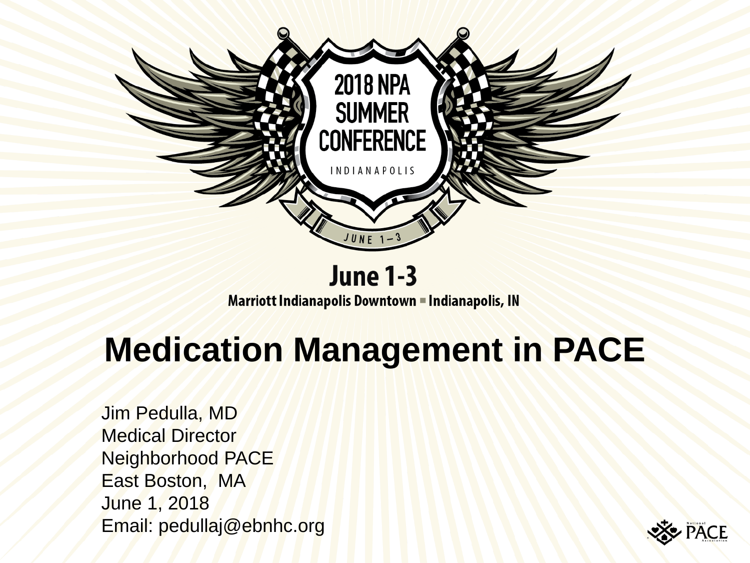2018 NPA SUMMER CONFERENCE

INDIANAPOLIS

JUNE 1–3

**June 1-3**

**Marriott Indianapolis Downtown ▪ Indianapolis, IN**

# Medication Management in PACE

Jim Pedulla, MD
Medical Director
Neighborhood PACE
East Boston, MA
June 1, 2018
Email: pedullaj@ebnhc.org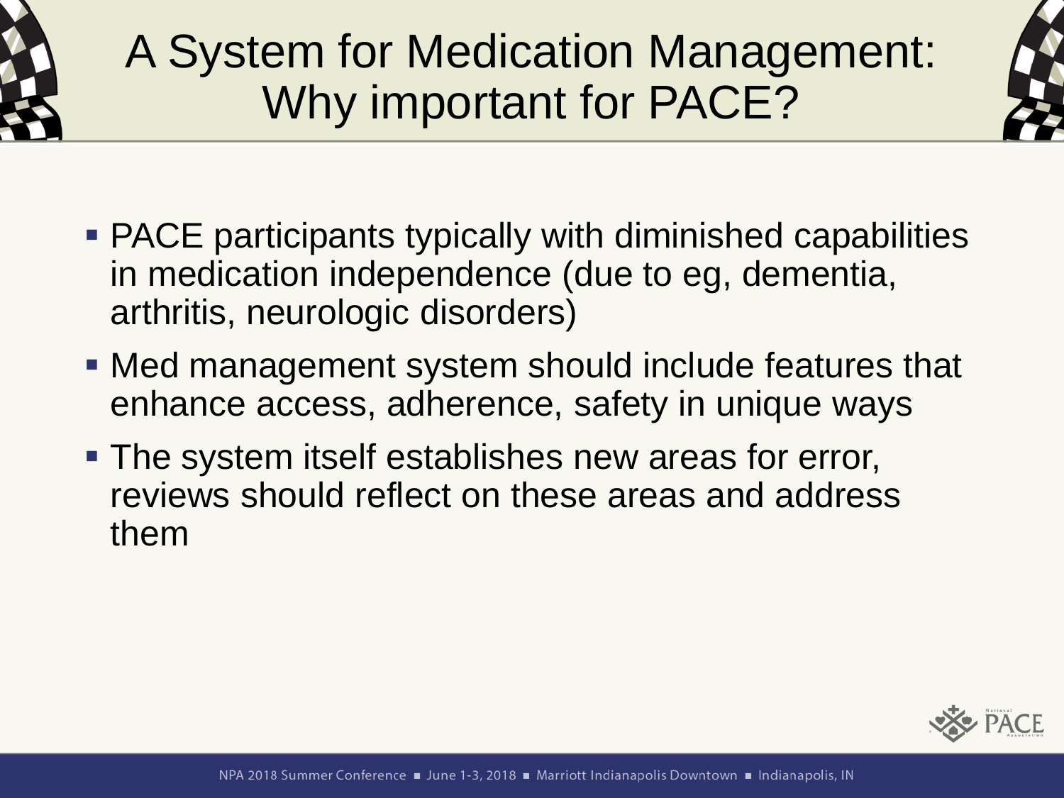# A System for Medication Management: Why important for PACE?

- PACE participants typically with diminished capabilities in medication independence (due to eg, dementia, arthritis, neurologic disorders)
- Med management system should include features that enhance access, adherence, safety in unique ways
- The system itself establishes new areas for error, reviews should reflect on these areas and address them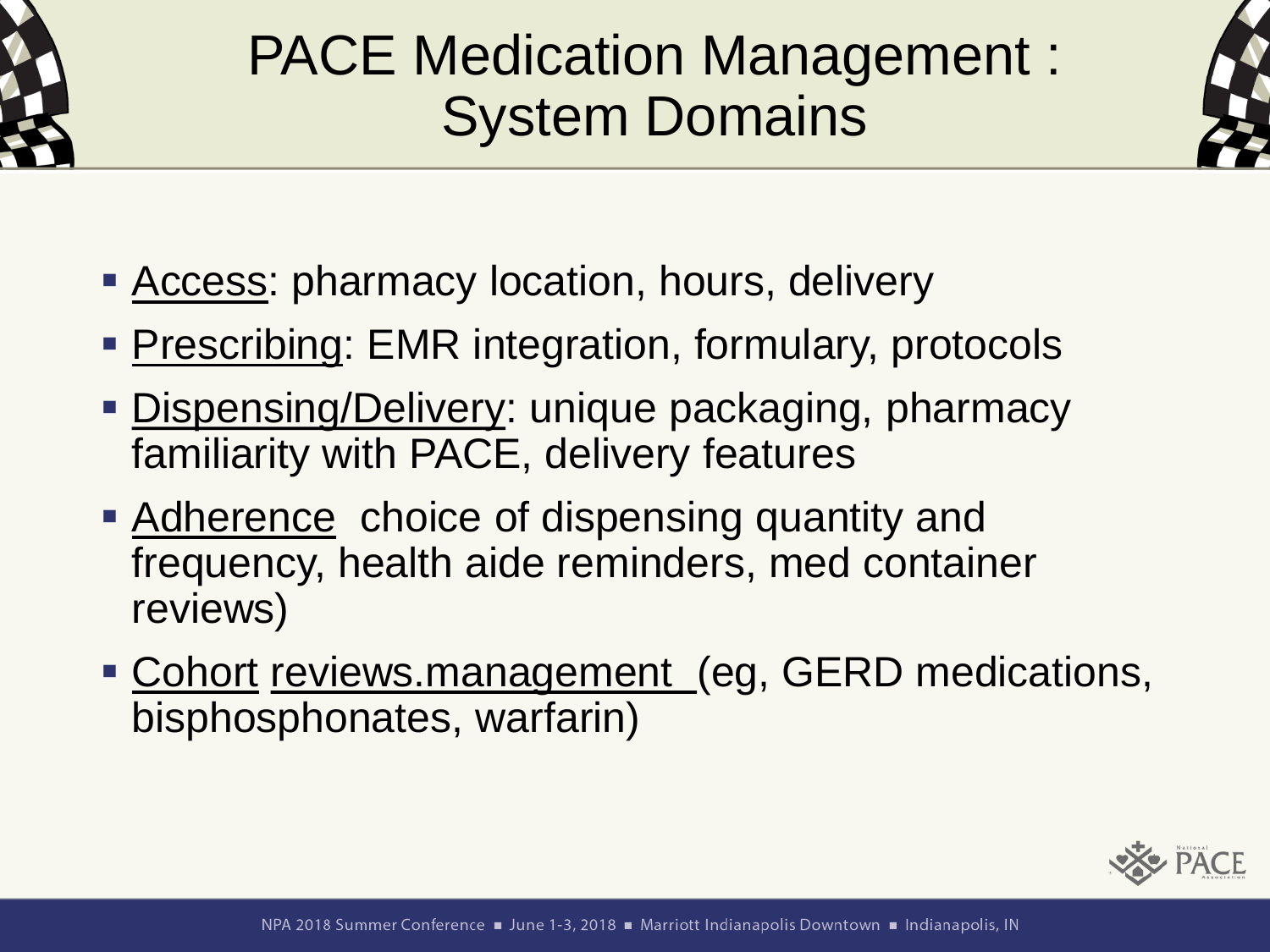# PACE Medication Management : System Domains

- <u>Access</u>: pharmacy location, hours, delivery
- <u>Prescribing</u>: EMR integration, formulary, protocols
- <u>Dispensing/Delivery</u>: unique packaging, pharmacy familiarity with PACE, delivery features
- <u>Adherence</u>  choice of dispensing quantity and frequency, health aide reminders, med container reviews)
- <u>Cohort</u> <u>reviews.management </u>(eg, GERD medications, bisphosphonates, warfarin)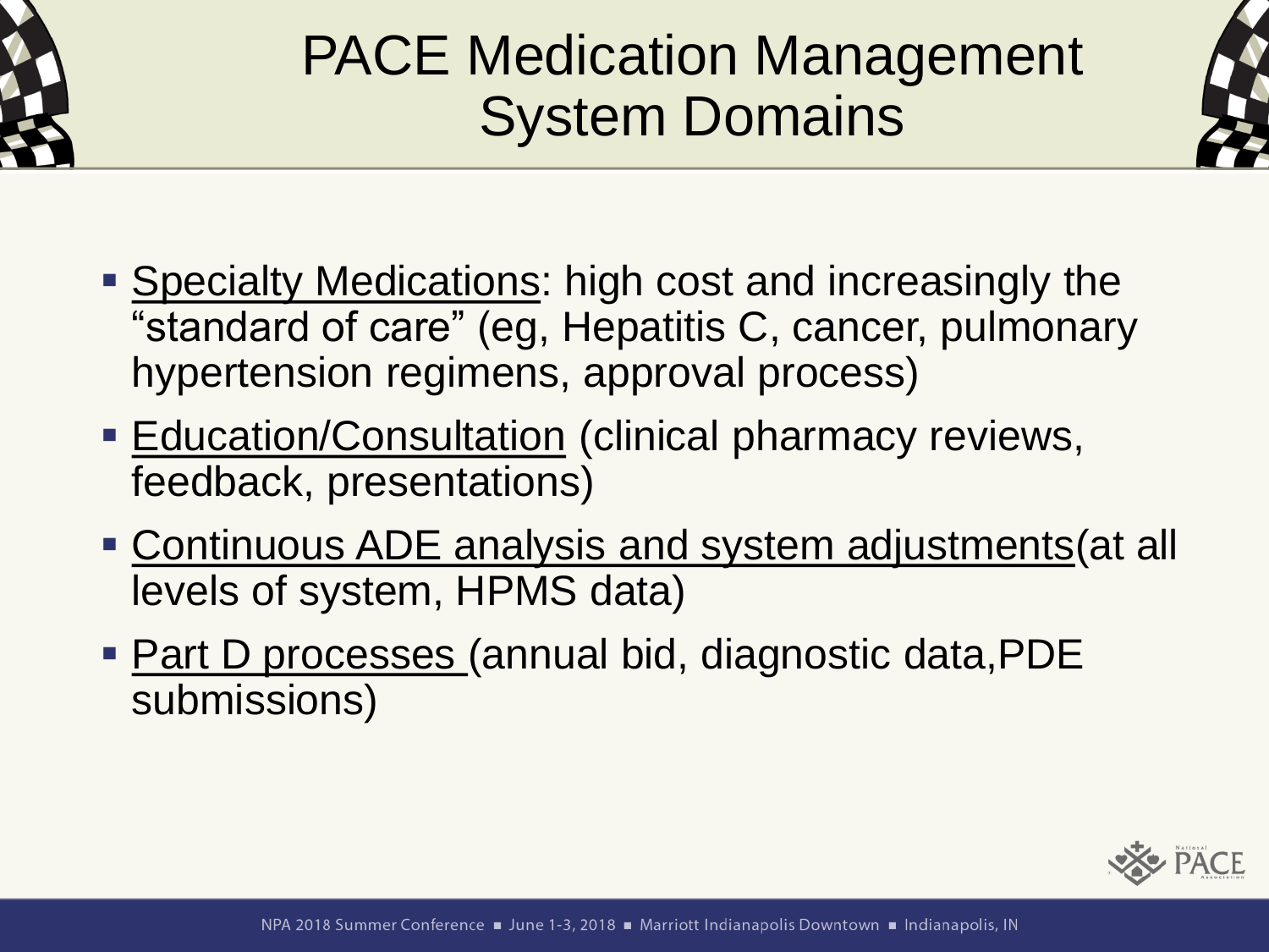# PACE Medication Management System Domains

- <u>Specialty Medications</u>: high cost and increasingly the "standard of care" (eg, Hepatitis C, cancer, pulmonary hypertension regimens, approval process)
- <u>Education/Consultation</u> (clinical pharmacy reviews, feedback, presentations)
- <u>Continuous ADE analysis and system adjustments</u>(at all levels of system, HPMS data)
- <u>Part D processes</u> (annual bid, diagnostic data,PDE submissions)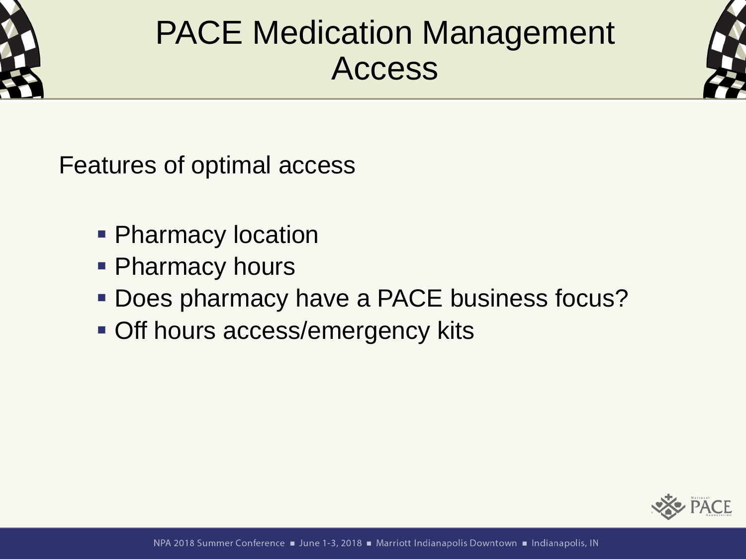# PACE Medication Management Access

Features of optimal access

- Pharmacy location
- Pharmacy hours
- Does pharmacy have a PACE business focus?
- Off hours access/emergency kits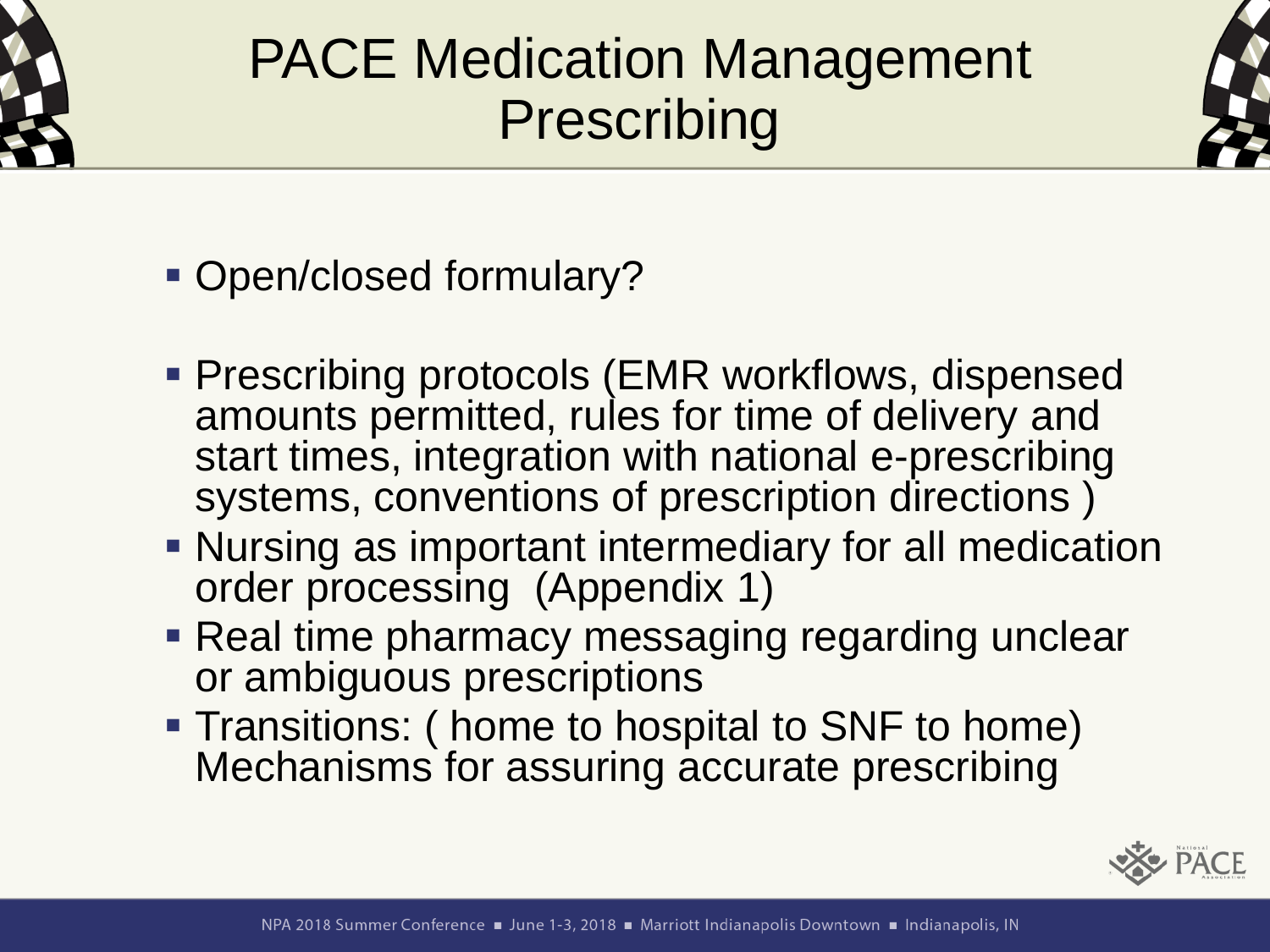# PACE Medication Management Prescribing

- Open/closed formulary?
- Prescribing protocols (EMR workflows, dispensed amounts permitted, rules for time of delivery and start times, integration with national e-prescribing systems, conventions of prescription directions )
- Nursing as important intermediary for all medication order processing (Appendix 1)
- Real time pharmacy messaging regarding unclear or ambiguous prescriptions
- Transitions: ( home to hospital to SNF to home) Mechanisms for assuring accurate prescribing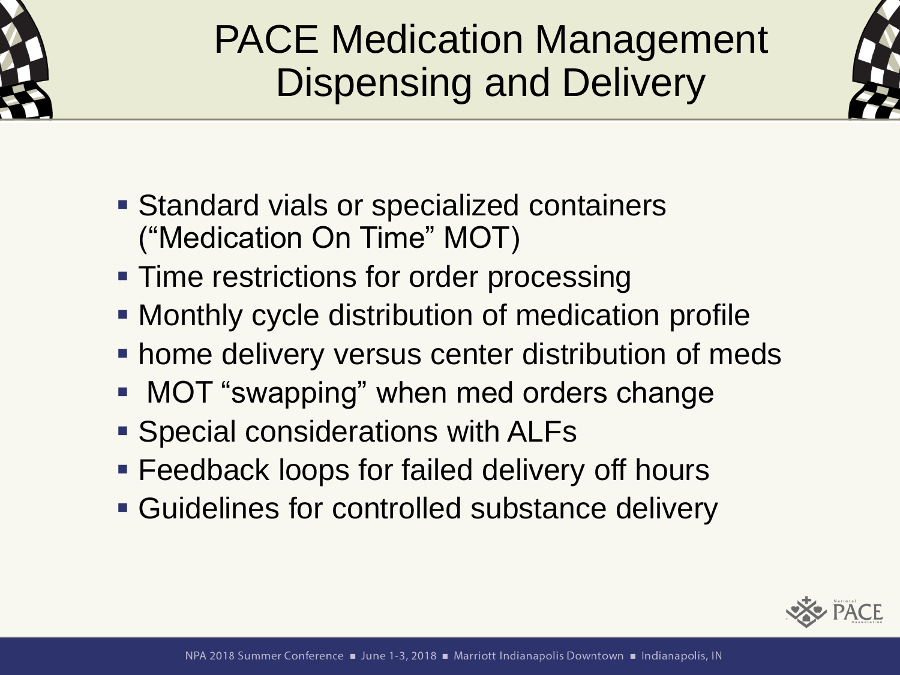# PACE Medication Management Dispensing and Delivery

- Standard vials or specialized containers (“Medication On Time” MOT)
- Time restrictions for order processing
- Monthly cycle distribution of medication profile
- home delivery versus center distribution of meds
- MOT “swapping” when med orders change
- Special considerations with ALFs
- Feedback loops for failed delivery off hours
- Guidelines for controlled substance delivery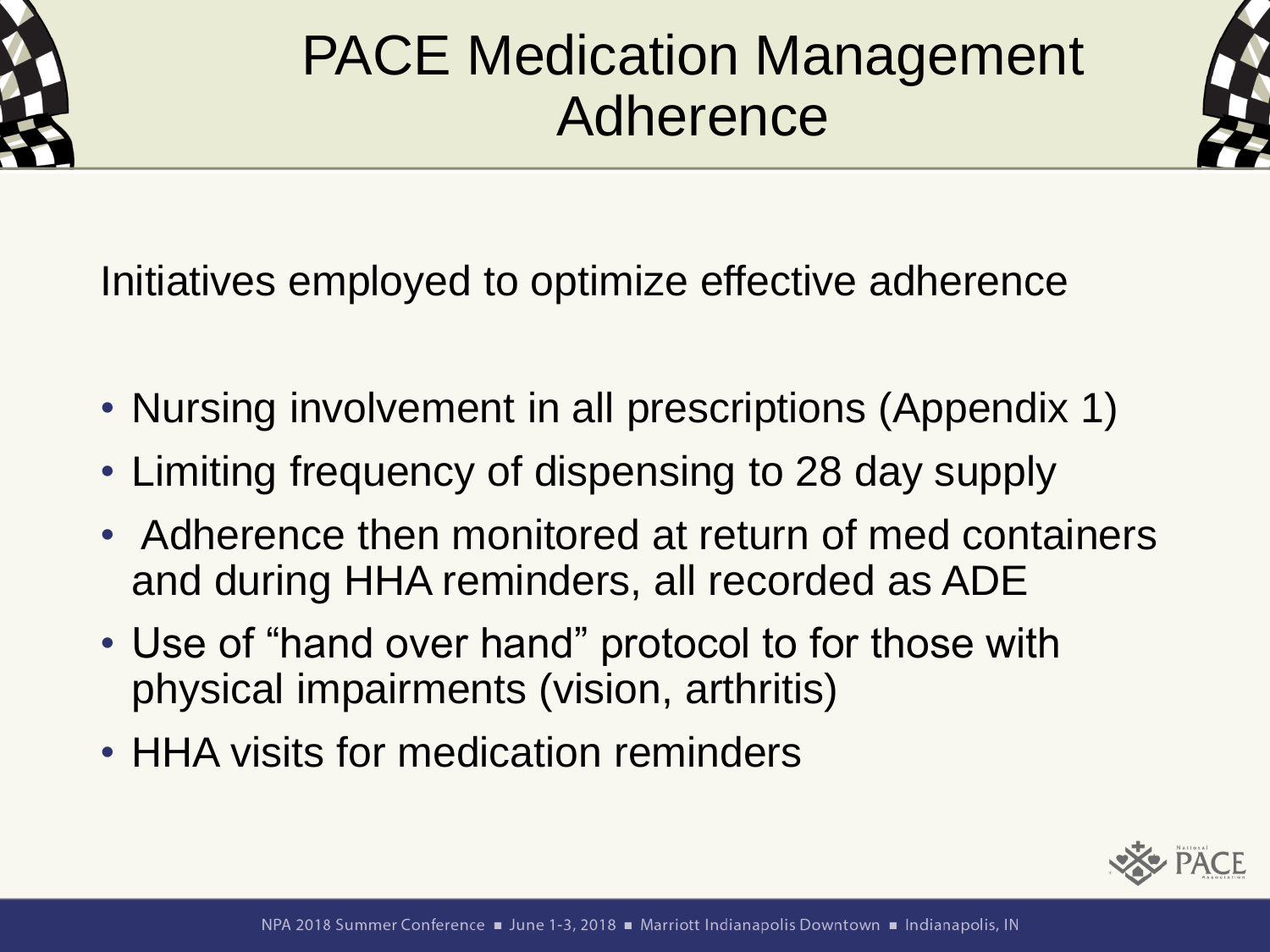# PACE Medication Management Adherence

Initiatives employed to optimize effective adherence

- Nursing involvement in all prescriptions (Appendix 1)
- Limiting frequency of dispensing to 28 day supply
- Adherence then monitored at return of med containers and during HHA reminders, all recorded as ADE
- Use of "hand over hand" protocol to for those with physical impairments (vision, arthritis)
- HHA visits for medication reminders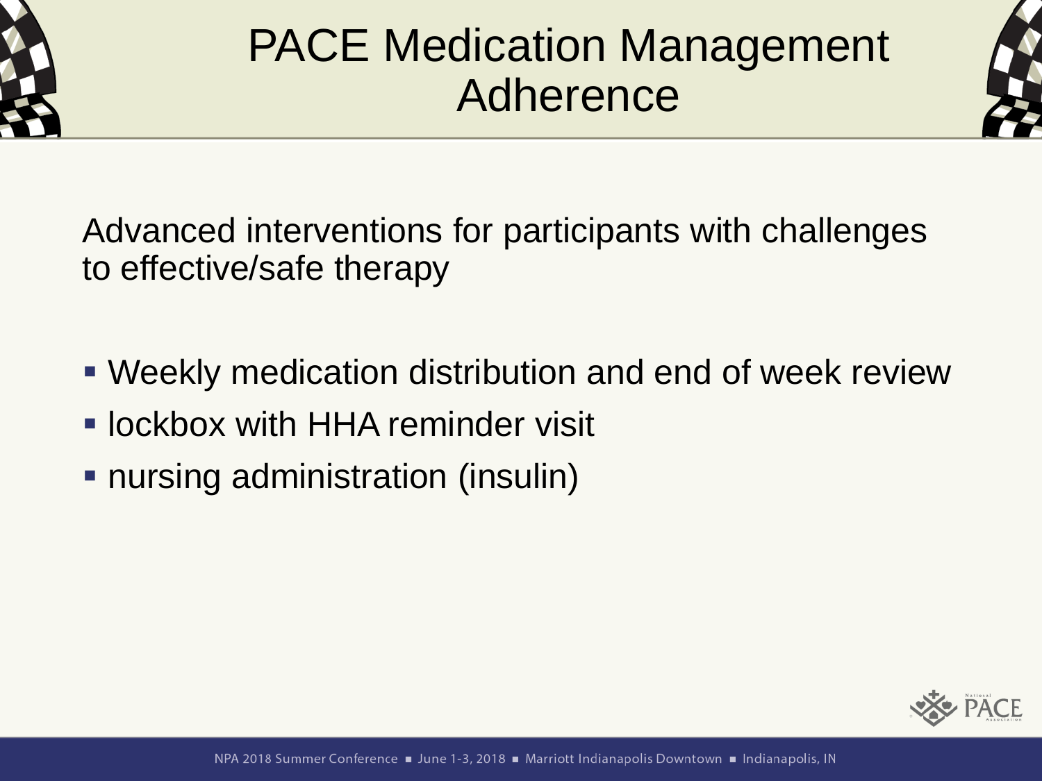# PACE Medication Management Adherence

Advanced interventions for participants with challenges to effective/safe therapy

- Weekly medication distribution and end of week review
- lockbox with HHA reminder visit
- nursing administration (insulin)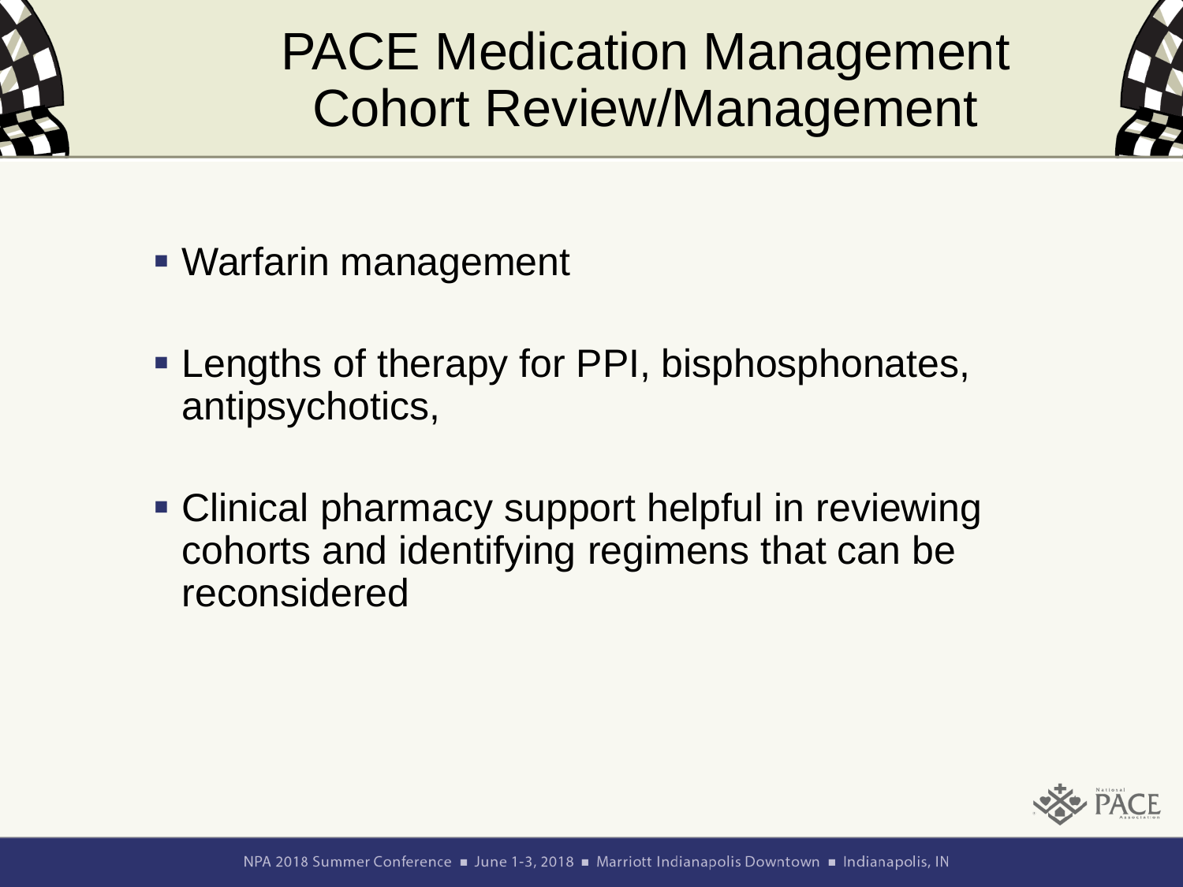# PACE Medication Management Cohort Review/Management

- Warfarin management
- Lengths of therapy for PPI, bisphosphonates, antipsychotics,
- Clinical pharmacy support helpful in reviewing cohorts and identifying regimens that can be reconsidered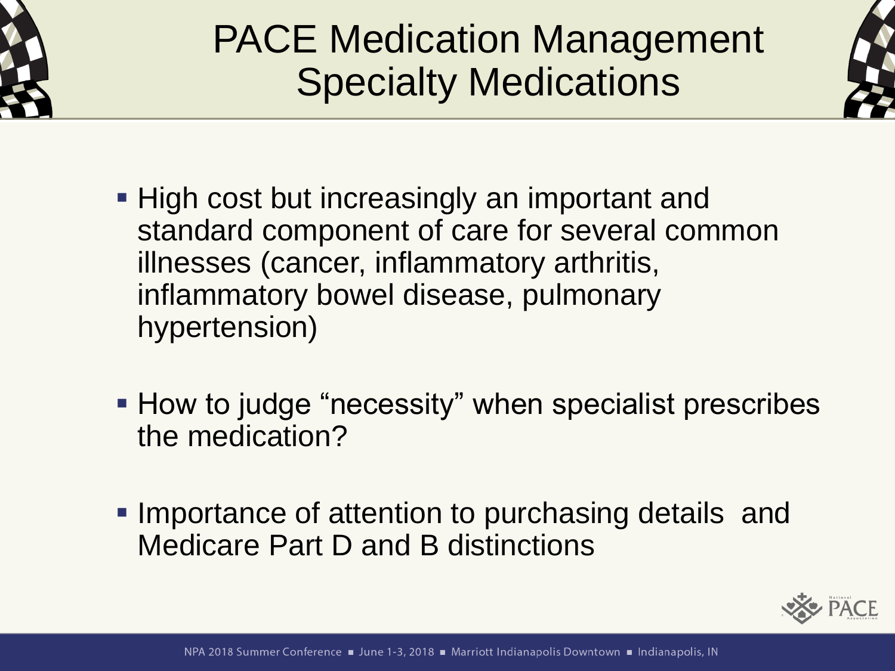# PACE Medication Management Specialty Medications

- High cost but increasingly an important and standard component of care for several common illnesses (cancer, inflammatory arthritis, inflammatory bowel disease, pulmonary hypertension)

- How to judge "necessity" when specialist prescribes the medication?

- Importance of attention to purchasing details and Medicare Part D and B distinctions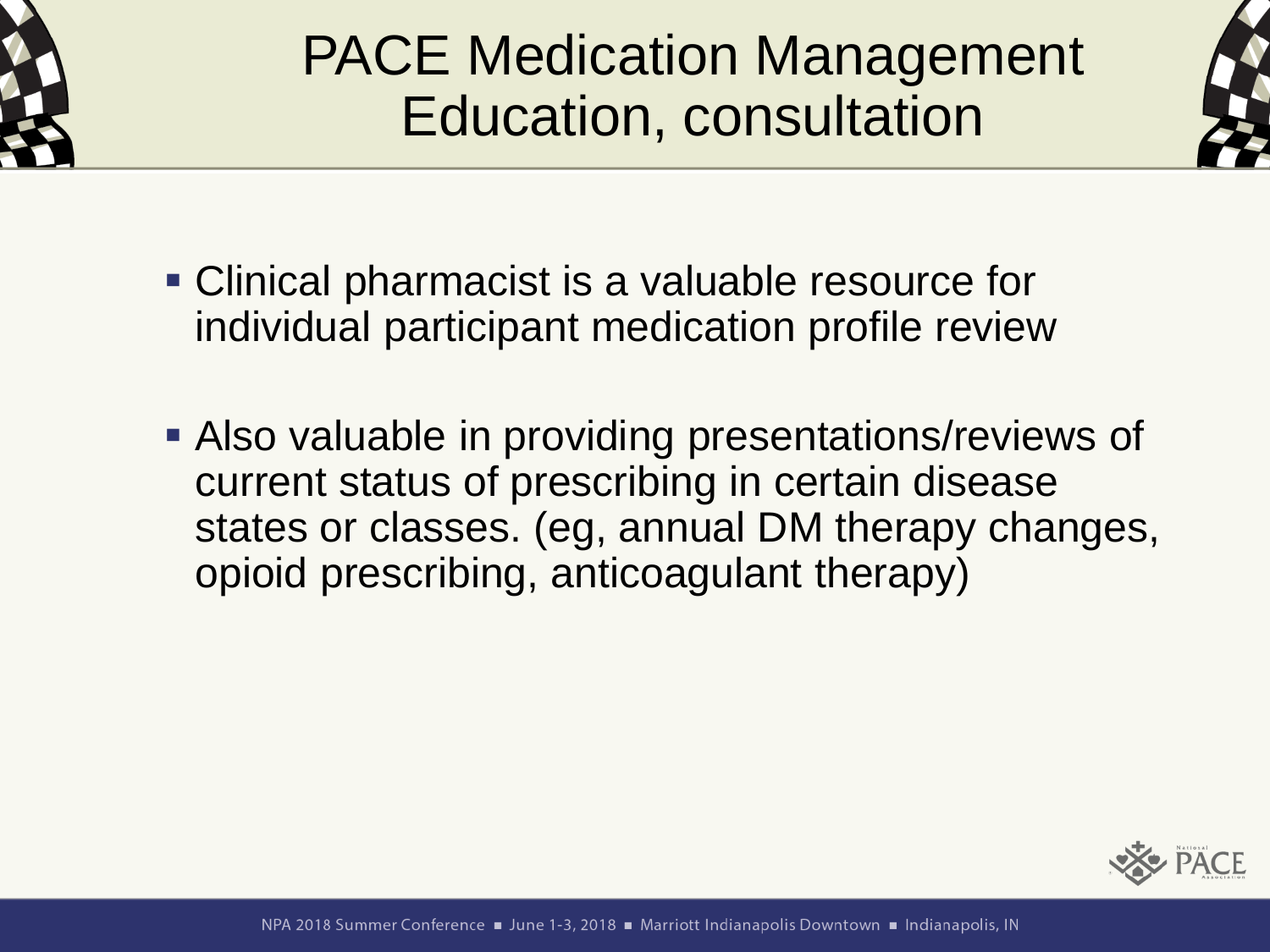# PACE Medication Management
# Education, consultation

- Clinical pharmacist is a valuable resource for individual participant medication profile review
- Also valuable in providing presentations/reviews of current status of prescribing in certain disease states or classes. (eg, annual DM therapy changes, opioid prescribing, anticoagulant therapy)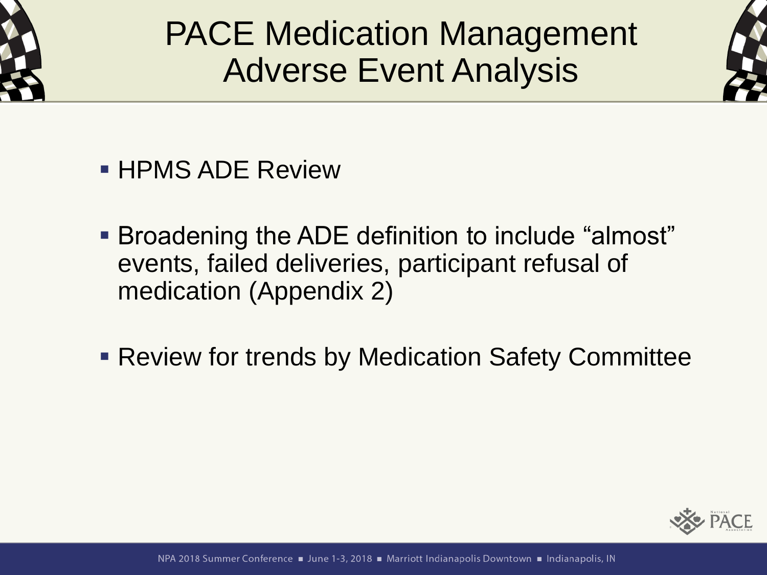# PACE Medication Management Adverse Event Analysis

- HPMS ADE Review
- Broadening the ADE definition to include “almost” events, failed deliveries, participant refusal of medication (Appendix 2)
- Review for trends by Medication Safety Committee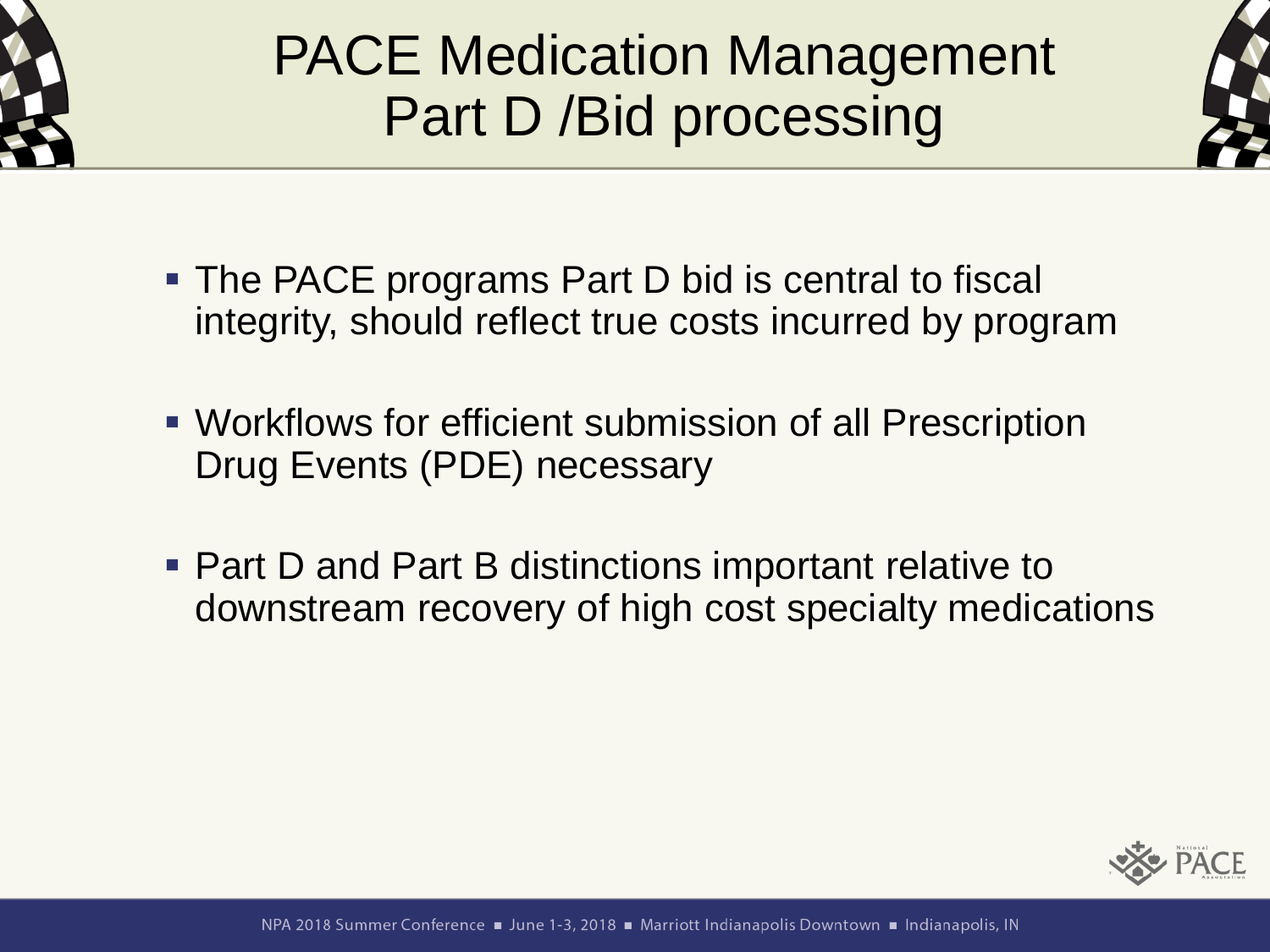# PACE Medication Management Part D /Bid processing

- The PACE programs Part D bid is central to fiscal integrity, should reflect true costs incurred by program
- Workflows for efficient submission of all Prescription Drug Events (PDE) necessary
- Part D and Part B distinctions important relative to downstream recovery of high cost specialty medications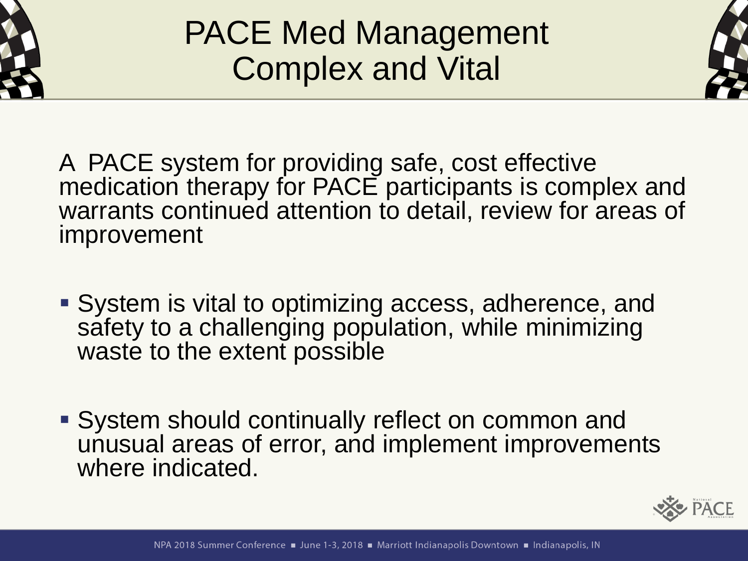# PACE Med Management Complex and Vital

A PACE system for providing safe, cost effective medication therapy for PACE participants is complex and warrants continued attention to detail, review for areas of improvement

- System is vital to optimizing access, adherence, and safety to a challenging population, while minimizing waste to the extent possible
- System should continually reflect on common and unusual areas of error, and implement improvements where indicated.